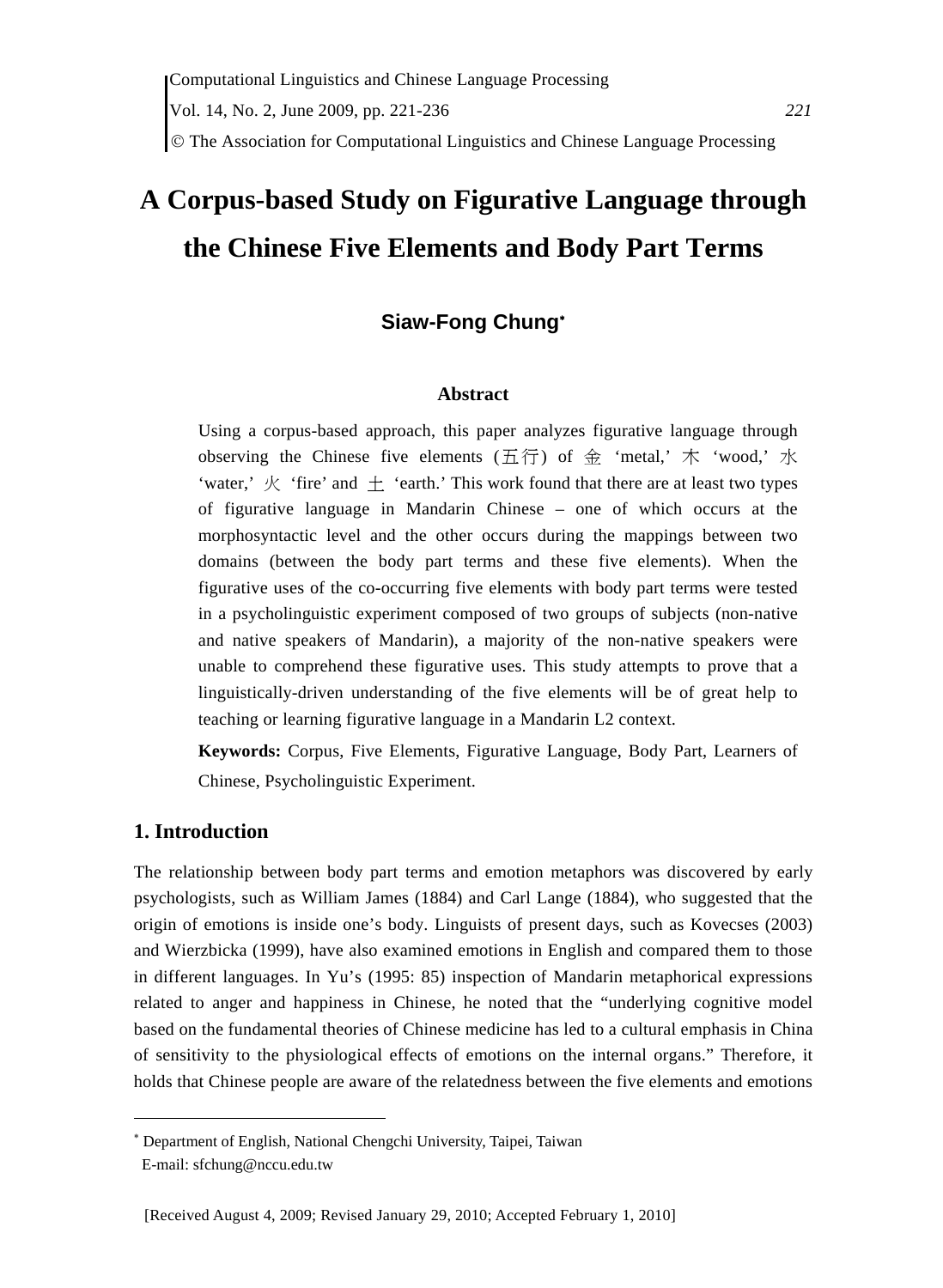# A Corpus-based Study on Figurative Language through the Chinese Five Elements and Body Part Terms

**Siaw-Fong Chung***

### Abstract

Using a corpus-based approach, this paper analyzes figurative language through observing the Chinese five elements (五行) of 金 'metal,' 木 'wood,' 水 'water,' 火 'fire' and 土 'earth.' This work found that there are at least two types of figurative language in Mandarin Chinese – one of which occurs at the morphosyntactic level and the other occurs during the mappings between two domains (between the body part terms and these five elements). When the figurative uses of the co-occurring five elements with body part terms were tested in a psycholinguistic experiment composed of two groups of subjects (non-native and native speakers of Mandarin), a majority of the non-native speakers were unable to comprehend these figurative uses. This study attempts to prove that a linguistically-driven understanding of the five elements will be of great help to teaching or learning figurative language in a Mandarin L2 context.

**Keywords:** Corpus, Five Elements, Figurative Language, Body Part, Learners of Chinese, Psycholinguistic Experiment.

## 1. Introduction

The relationship between body part terms and emotion metaphors was discovered by early psychologists, such as William James (1884) and Carl Lange (1884), who suggested that the origin of emotions is inside one's body. Linguists of present days, such as Kovecses (2003) and Wierzbicka (1999), have also examined emotions in English and compared them to those in different languages. In Yu's (1995: 85) inspection of Mandarin metaphorical expressions related to anger and happiness in Chinese, he noted that the "underlying cognitive model based on the fundamental theories of Chinese medicine has led to a cultural emphasis in China of sensitivity to the physiological effects of emotions on the internal organs." Therefore, it holds that Chinese people are aware of the relatedness between the five elements and emotions

* Department of English, National Chengchi University, Taipei, Taiwan
E-mail: sfchung@nccu.edu.tw

[Received August 4, 2009; Revised January 29, 2010; Accepted February 1, 2010]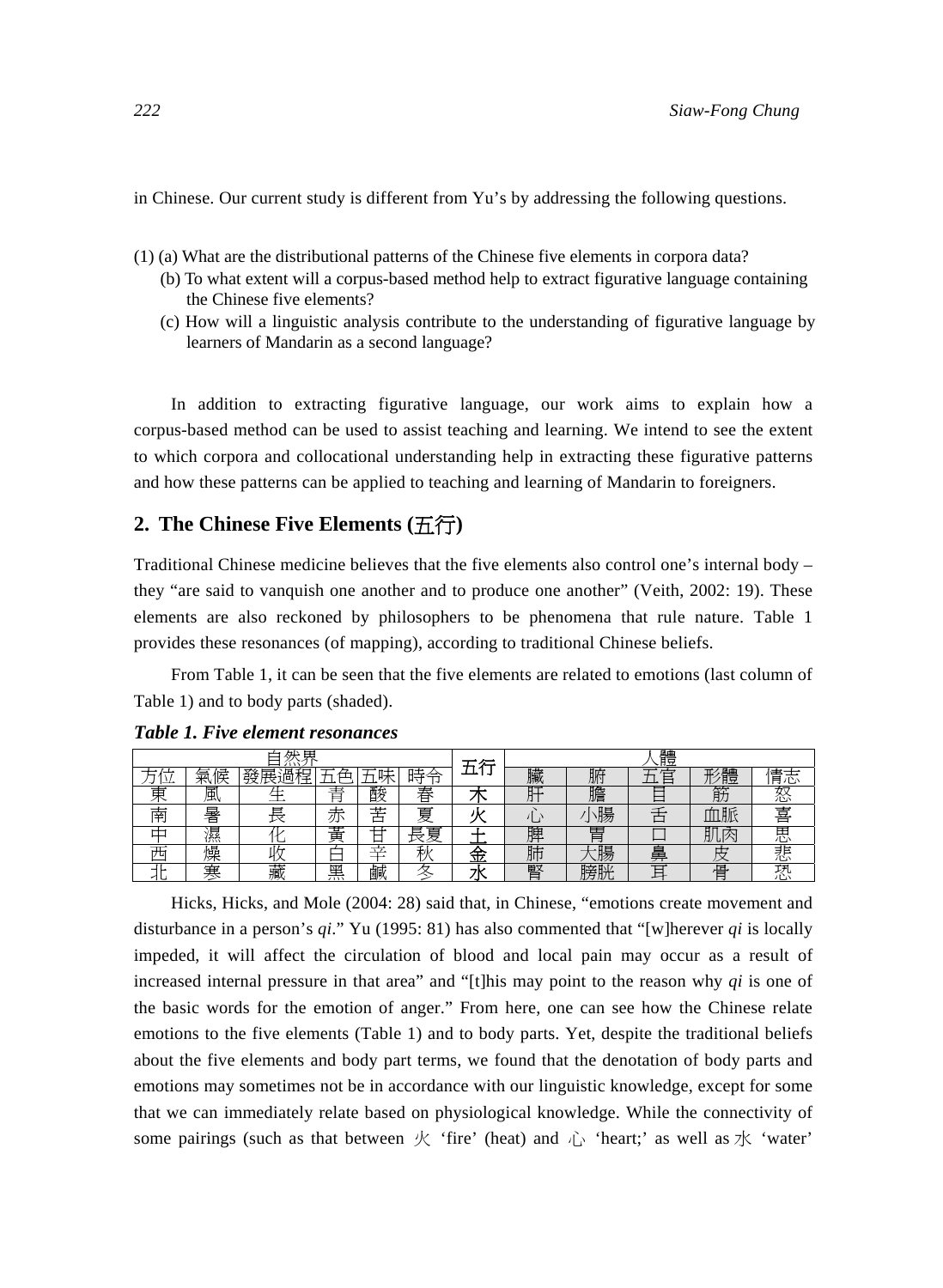in Chinese. Our current study is different from Yu's by addressing the following questions.

(1) (a) What are the distributional patterns of the Chinese five elements in corpora data?
   (b) To what extent will a corpus-based method help to extract figurative language containing the Chinese five elements?
   (c) How will a linguistic analysis contribute to the understanding of figurative language by learners of Mandarin as a second language?

In addition to extracting figurative language, our work aims to explain how a corpus-based method can be used to assist teaching and learning. We intend to see the extent to which corpora and collocational understanding help in extracting these figurative patterns and how these patterns can be applied to teaching and learning of Mandarin to foreigners.

## 2. The Chinese Five Elements (五行)

Traditional Chinese medicine believes that the five elements also control one's internal body – they "are said to vanquish one another and to produce one another" (Veith, 2002: 19). These elements are also reckoned by philosophers to be phenomena that rule nature. Table 1 provides these resonances (of mapping), according to traditional Chinese beliefs.

From Table 1, it can be seen that the five elements are related to emotions (last column of Table 1) and to body parts (shaded).

***Table 1. Five element resonances***

| 自然界 | | | | | | 五行 | 人體 | | | | |
|---|---|---|---|---|---|---|---|---|---|---|---|
| 方位 | 氣候 | 發展過程 | 五色 | 五味 | 時令 | | 臟 | 腑 | 五官 | 形體 | 情志 |
| 東 | 風 | 生 | 青 | 酸 | 春 | 木 | 肝 | 膽 | 目 | 筋 | 怒 |
| 南 | 暑 | 長 | 赤 | 苦 | 夏 | 火 | 心 | 小腸 | 舌 | 血脈 | 喜 |
| 中 | 濕 | 化 | 黃 | 甘 | 長夏 | 土 | 脾 | 胃 | 口 | 肌肉 | 思 |
| 西 | 燥 | 收 | 白 | 辛 | 秋 | 金 | 肺 | 大腸 | 鼻 | 皮 | 悲 |
| 北 | 寒 | 藏 | 黑 | 鹹 | 冬 | 水 | 腎 | 膀胱 | 耳 | 骨 | 恐 |

Hicks, Hicks, and Mole (2004: 28) said that, in Chinese, "emotions create movement and disturbance in a person's *qi*." Yu (1995: 81) has also commented that "[w]herever *qi* is locally impeded, it will affect the circulation of blood and local pain may occur as a result of increased internal pressure in that area" and "[t]his may point to the reason why *qi* is one of the basic words for the emotion of anger." From here, one can see how the Chinese relate emotions to the five elements (Table 1) and to body parts. Yet, despite the traditional beliefs about the five elements and body part terms, we found that the denotation of body parts and emotions may sometimes not be in accordance with our linguistic knowledge, except for some that we can immediately relate based on physiological knowledge. While the connectivity of some pairings (such as that between 火 'fire' (heat) and 心 'heart;' as well as 水 'water'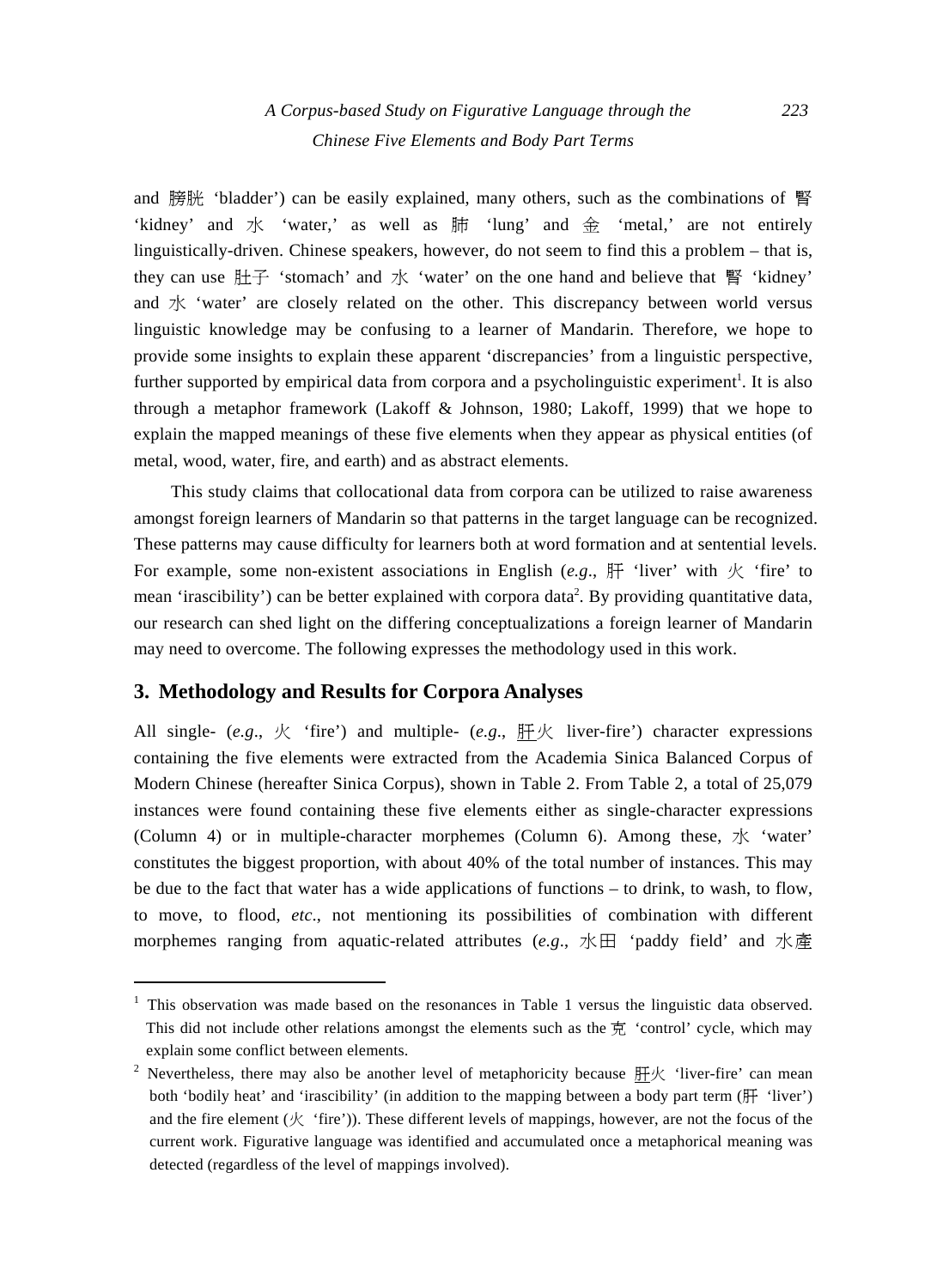and 膀胱 'bladder') can be easily explained, many others, such as the combinations of 腎 'kidney' and 水 'water,' as well as 肺 'lung' and 金 'metal,' are not entirely linguistically-driven. Chinese speakers, however, do not seem to find this a problem – that is, they can use 肚子 'stomach' and 水 'water' on the one hand and believe that 腎 'kidney' and 水 'water' are closely related on the other. This discrepancy between world versus linguistic knowledge may be confusing to a learner of Mandarin. Therefore, we hope to provide some insights to explain these apparent 'discrepancies' from a linguistic perspective, further supported by empirical data from corpora and a psycholinguistic experiment[1]. It is also through a metaphor framework (Lakoff & Johnson, 1980; Lakoff, 1999) that we hope to explain the mapped meanings of these five elements when they appear as physical entities (of metal, wood, water, fire, and earth) and as abstract elements.

This study claims that collocational data from corpora can be utilized to raise awareness amongst foreign learners of Mandarin so that patterns in the target language can be recognized. These patterns may cause difficulty for learners both at word formation and at sentential levels. For example, some non-existent associations in English (*e.g*., 肝 'liver' with 火 'fire' to mean 'irascibility') can be better explained with corpora data[2]. By providing quantitative data, our research can shed light on the differing conceptualizations a foreign learner of Mandarin may need to overcome. The following expresses the methodology used in this work.

## 3. Methodology and Results for Corpora Analyses

All single- (*e.g*., 火 'fire') and multiple- (*e.g*., 肝火 liver-fire') character expressions containing the five elements were extracted from the Academia Sinica Balanced Corpus of Modern Chinese (hereafter Sinica Corpus), shown in Table 2. From Table 2, a total of 25,079 instances were found containing these five elements either as single-character expressions (Column 4) or in multiple-character morphemes (Column 6). Among these, 水 'water' constitutes the biggest proportion, with about 40% of the total number of instances. This may be due to the fact that water has a wide applications of functions – to drink, to wash, to flow, to move, to flood, *etc*., not mentioning its possibilities of combination with different morphemes ranging from aquatic-related attributes (*e.g*., 水田 'paddy field' and 水產

---

[1] This observation was made based on the resonances in Table 1 versus the linguistic data observed. This did not include other relations amongst the elements such as the 克 'control' cycle, which may explain some conflict between elements.

[2] Nevertheless, there may also be another level of metaphoricity because 肝火 'liver-fire' can mean both 'bodily heat' and 'irascibility' (in addition to the mapping between a body part term (肝 'liver') and the fire element (火 'fire')). These different levels of mappings, however, are not the focus of the current work. Figurative language was identified and accumulated once a metaphorical meaning was detected (regardless of the level of mappings involved).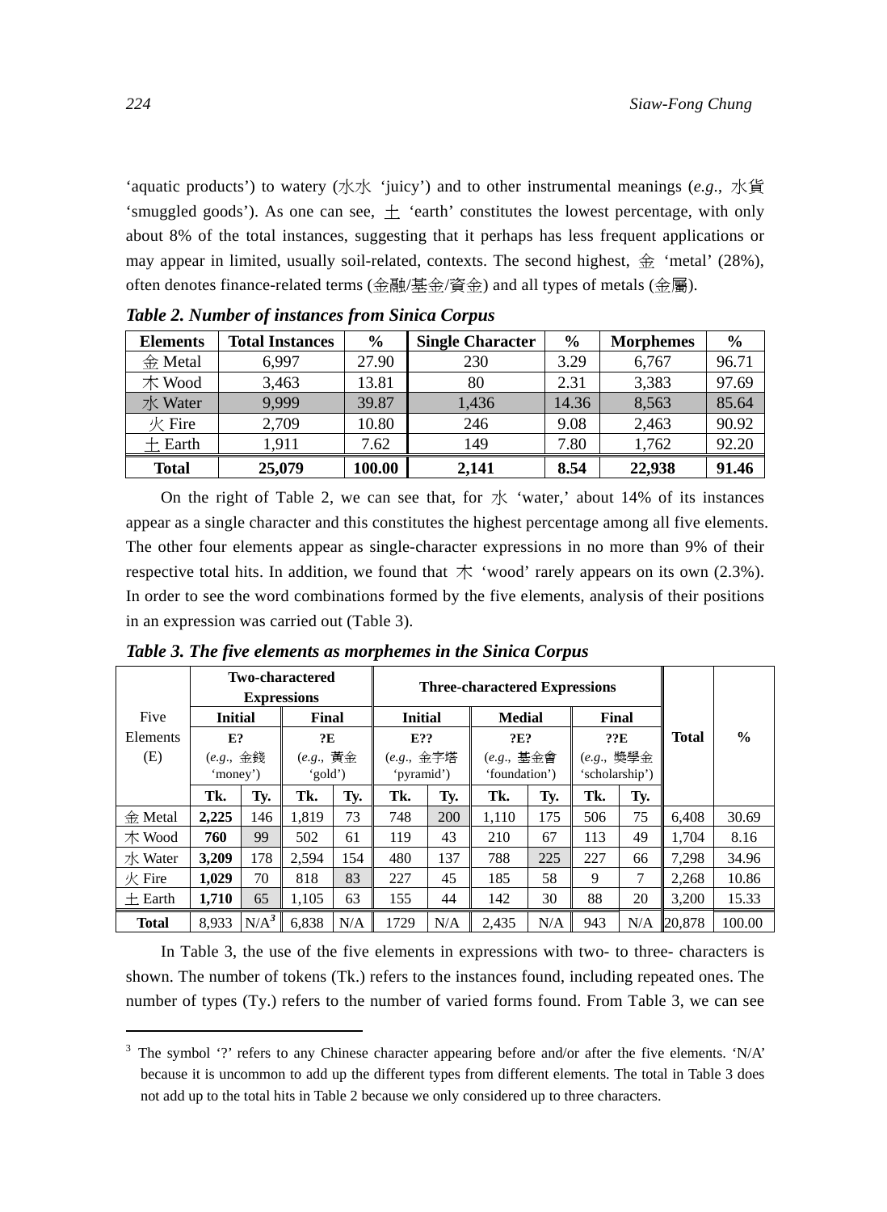'aquatic products') to watery (水水 'juicy') and to other instrumental meanings (*e.g.*, 水貨 'smuggled goods'). As one can see, 土 'earth' constitutes the lowest percentage, with only about 8% of the total instances, suggesting that it perhaps has less frequent applications or may appear in limited, usually soil-related, contexts. The second highest, 金 'metal' (28%), often denotes finance-related terms (金融/基金/資金) and all types of metals (金屬).

***Table 2. Number of instances from Sinica Corpus***

| Elements | Total Instances | % | Single Character | % | Morphemes | % |
|---|---|---|---|---|---|---|
| 金 Metal | 6,997 | 27.90 | 230 | 3.29 | 6,767 | 96.71 |
| 木 Wood | 3,463 | 13.81 | 80 | 2.31 | 3,383 | 97.69 |
| 水 Water | 9,999 | 39.87 | 1,436 | 14.36 | 8,563 | 85.64 |
| 火 Fire | 2,709 | 10.80 | 246 | 9.08 | 2,463 | 90.92 |
| 土 Earth | 1,911 | 7.62 | 149 | 7.80 | 1,762 | 92.20 |
| **Total** | **25,079** | **100.00** | **2,141** | **8.54** | **22,938** | **91.46** |

On the right of Table 2, we can see that, for 水 'water,' about 14% of its instances appear as a single character and this constitutes the highest percentage among all five elements. The other four elements appear as single-character expressions in no more than 9% of their respective total hits. In addition, we found that 木 'wood' rarely appears on its own (2.3%). In order to see the word combinations formed by the five elements, analysis of their positions in an expression was carried out (Table 3).

***Table 3. The five elements as morphemes in the Sinica Corpus***

| Five Elements (E) | **Two-charactered Expressions** | | | | **Three-charactered Expressions** | | | | | | **Total** | **%** |
|---|---|---|---|---|---|---|---|---|---|---|---|---|
| | **Initial** | | **Final** | | **Initial** | | **Medial** | | **Final** | | | |
| | **E?** (*e.g.*, 金錢 'money') | | **?E** (*e.g.*, 黃金 'gold') | | **E??** (*e.g.*, 金字塔 'pyramid') | | **?E?** (*e.g.*, 基金會 'foundation') | | **??E** (*e.g.*, 獎學金 'scholarship') | | | |
| | **Tk.** | **Ty.** | **Tk.** | **Ty.** | **Tk.** | **Ty.** | **Tk.** | **Ty.** | **Tk.** | **Ty.** | | |
| 金 Metal | **2,225** | 146 | 1,819 | 73 | 748 | 200 | 1,110 | 175 | 506 | 75 | 6,408 | 30.69 |
| 木 Wood | **760** | 99 | 502 | 61 | 119 | 43 | 210 | 67 | 113 | 49 | 1,704 | 8.16 |
| 水 Water | **3,209** | 178 | 2,594 | 154 | 480 | 137 | 788 | 225 | 227 | 66 | 7,298 | 34.96 |
| 火 Fire | **1,029** | 70 | 818 | 83 | 227 | 45 | 185 | 58 | 9 | 7 | 2,268 | 10.86 |
| 土 Earth | **1,710** | 65 | 1,105 | 63 | 155 | 44 | 142 | 30 | 88 | 20 | 3,200 | 15.33 |
| **Total** | 8,933 | N/A[3] | 6,838 | N/A | 1729 | N/A | 2,435 | N/A | 943 | N/A | 20,878 | 100.00 |

In Table 3, the use of the five elements in expressions with two- to three- characters is shown. The number of tokens (Tk.) refers to the instances found, including repeated ones. The number of types (Ty.) refers to the number of varied forms found. From Table 3, we can see

---

[3] The symbol '?' refers to any Chinese character appearing before and/or after the five elements. 'N/A' because it is uncommon to add up the different types from different elements. The total in Table 3 does not add up to the total hits in Table 2 because we only considered up to three characters.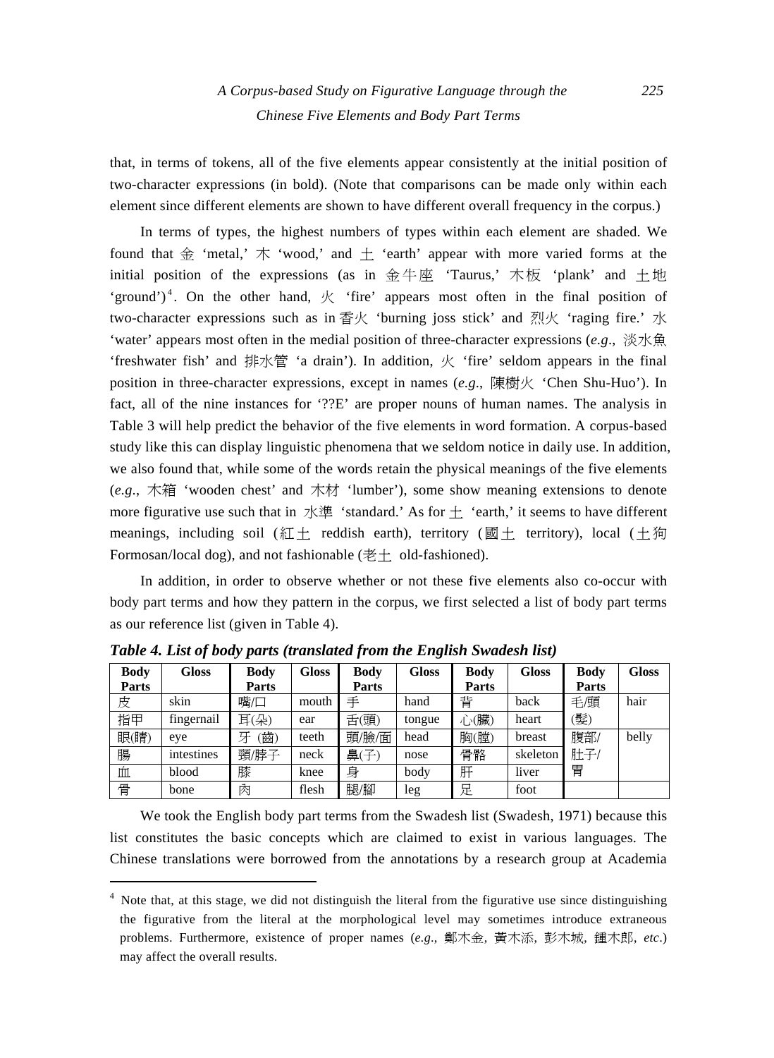that, in terms of tokens, all of the five elements appear consistently at the initial position of two-character expressions (in bold). (Note that comparisons can be made only within each element since different elements are shown to have different overall frequency in the corpus.)

In terms of types, the highest numbers of types within each element are shaded. We found that 金 'metal,' 木 'wood,' and 土 'earth' appear with more varied forms at the initial position of the expressions (as in 金牛座 'Taurus,' 木板 'plank' and 土地 'ground')[4]. On the other hand, 火 'fire' appears most often in the final position of two-character expressions such as in 香火 'burning joss stick' and 烈火 'raging fire.' 水 'water' appears most often in the medial position of three-character expressions (*e.g*., 淡水魚 'freshwater fish' and 排水管 'a drain'). In addition, 火 'fire' seldom appears in the final position in three-character expressions, except in names (*e.g*., 陳樹火 'Chen Shu-Huo'). In fact, all of the nine instances for '??E' are proper nouns of human names. The analysis in Table 3 will help predict the behavior of the five elements in word formation. A corpus-based study like this can display linguistic phenomena that we seldom notice in daily use. In addition, we also found that, while some of the words retain the physical meanings of the five elements (*e.g*., 木箱 'wooden chest' and 木材 'lumber'), some show meaning extensions to denote more figurative use such that in 水準 'standard.' As for 土 'earth,' it seems to have different meanings, including soil (紅土 reddish earth), territory (國土 territory), local (土狗 Formosan/local dog), and not fashionable (老土 old-fashioned).

In addition, in order to observe whether or not these five elements also co-occur with body part terms and how they pattern in the corpus, we first selected a list of body part terms as our reference list (given in Table 4).

***Table 4. List of body parts (translated from the English Swadesh list)***

| Body Parts | Gloss | Body Parts | Gloss | Body Parts | Gloss | Body Parts | Gloss | Body Parts | Gloss |
|---|---|---|---|---|---|---|---|---|---|
| 皮 | skin | 嘴/口 | mouth | 手 | hand | 背 | back | 毛/頭(髮) | hair |
| 指甲 | fingernail | 耳(朵) | ear | 舌(頭) | tongue | 心(臟) | heart | | |
| 眼(睛) | eye | 牙 (齒) | teeth | 頭/臉/面 | head | 胸(膛) | breast | 腹部/肚子/胃 | belly |
| 腸 | intestines | 頸/脖子 | neck | 鼻(子) | nose | 骨骼 | skeleton | | |
| 血 | blood | 膝 | knee | 身 | body | 肝 | liver | | |
| 骨 | bone | 肉 | flesh | 腿/腳 | leg | 足 | foot | | |

We took the English body part terms from the Swadesh list (Swadesh, 1971) because this list constitutes the basic concepts which are claimed to exist in various languages. The Chinese translations were borrowed from the annotations by a research group at Academia

[4] Note that, at this stage, we did not distinguish the literal from the figurative use since distinguishing the figurative from the literal at the morphological level may sometimes introduce extraneous problems. Furthermore, existence of proper names (*e.g*., 鄭木金, 黃木添, 彭木城, 鍾木郎, *etc*.) may affect the overall results.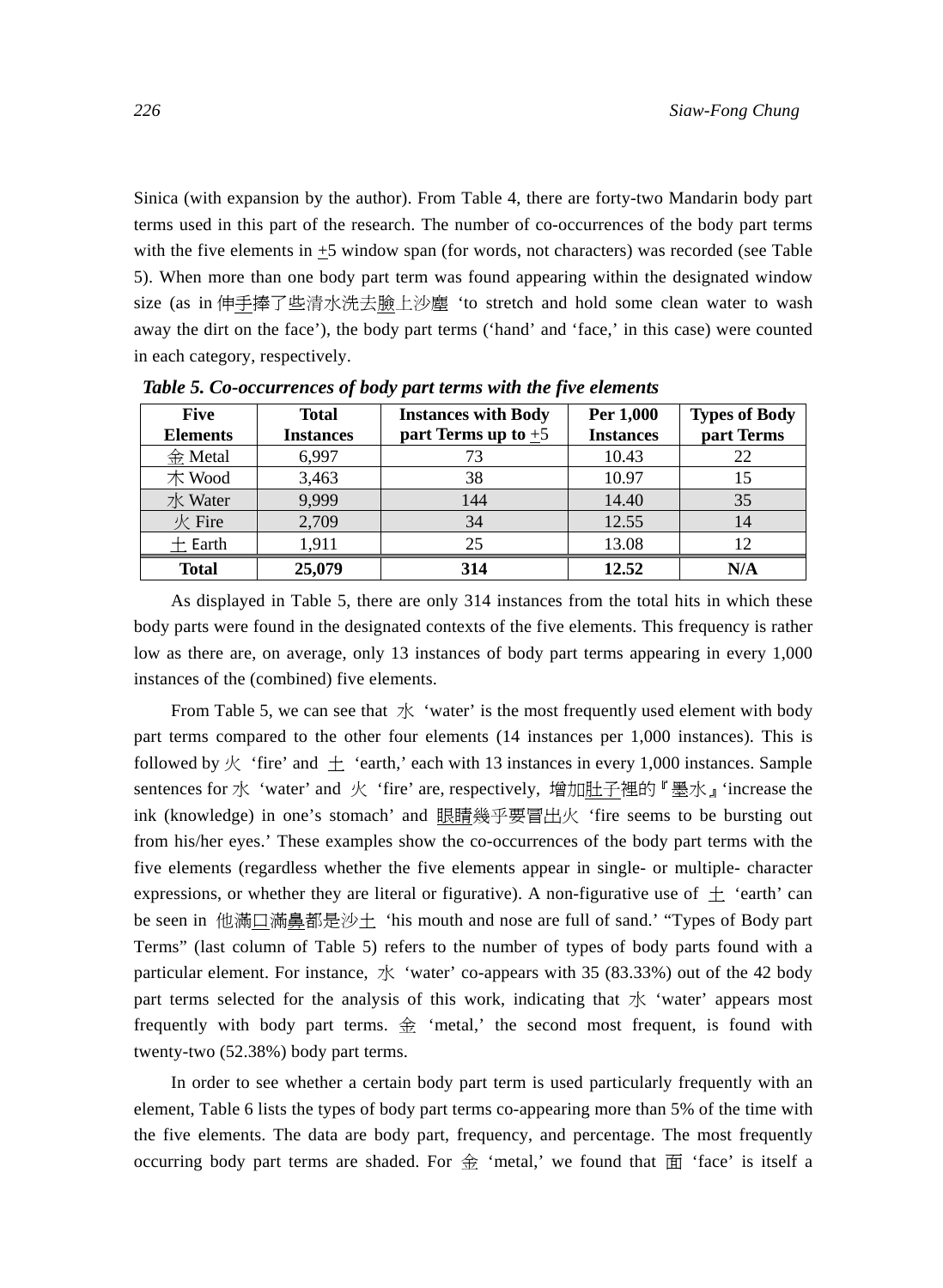Sinica (with expansion by the author). From Table 4, there are forty-two Mandarin body part terms used in this part of the research. The number of co-occurrences of the body part terms with the five elements in ±5 window span (for words, not characters) was recorded (see Table 5). When more than one body part term was found appearing within the designated window size (as in 伸手捧了些清水洗去臉上沙塵 'to stretch and hold some clean water to wash away the dirt on the face'), the body part terms ('hand' and 'face,' in this case) were counted in each category, respectively.

*Table 5. Co-occurrences of body part terms with the five elements*

| Five Elements | Total Instances | Instances with Body part Terms up to ±5 | Per 1,000 Instances | Types of Body part Terms |
|---|---|---|---|---|
| 金 Metal | 6,997 | 73 | 10.43 | 22 |
| 木 Wood | 3,463 | 38 | 10.97 | 15 |
| 水 Water | 9,999 | 144 | 14.40 | 35 |
| 火 Fire | 2,709 | 34 | 12.55 | 14 |
| 土 Earth | 1,911 | 25 | 13.08 | 12 |
| **Total** | **25,079** | **314** | **12.52** | **N/A** |

As displayed in Table 5, there are only 314 instances from the total hits in which these body parts were found in the designated contexts of the five elements. This frequency is rather low as there are, on average, only 13 instances of body part terms appearing in every 1,000 instances of the (combined) five elements.

From Table 5, we can see that 水 'water' is the most frequently used element with body part terms compared to the other four elements (14 instances per 1,000 instances). This is followed by 火 'fire' and 土 'earth,' each with 13 instances in every 1,000 instances. Sample sentences for 水 'water' and 火 'fire' are, respectively, 增加肚子裡的『墨水』'increase the ink (knowledge) in one's stomach' and 眼睛幾乎要冒出火 'fire seems to be bursting out from his/her eyes.' These examples show the co-occurrences of the body part terms with the five elements (regardless whether the five elements appear in single- or multiple- character expressions, or whether they are literal or figurative). A non-figurative use of 土 'earth' can be seen in 他滿口滿鼻都是沙土 'his mouth and nose are full of sand.' "Types of Body part Terms" (last column of Table 5) refers to the number of types of body parts found with a particular element. For instance, 水 'water' co-appears with 35 (83.33%) out of the 42 body part terms selected for the analysis of this work, indicating that 水 'water' appears most frequently with body part terms. 金 'metal,' the second most frequent, is found with twenty-two (52.38%) body part terms.

In order to see whether a certain body part term is used particularly frequently with an element, Table 6 lists the types of body part terms co-appearing more than 5% of the time with the five elements. The data are body part, frequency, and percentage. The most frequently occurring body part terms are shaded. For 金 'metal,' we found that 面 'face' is itself a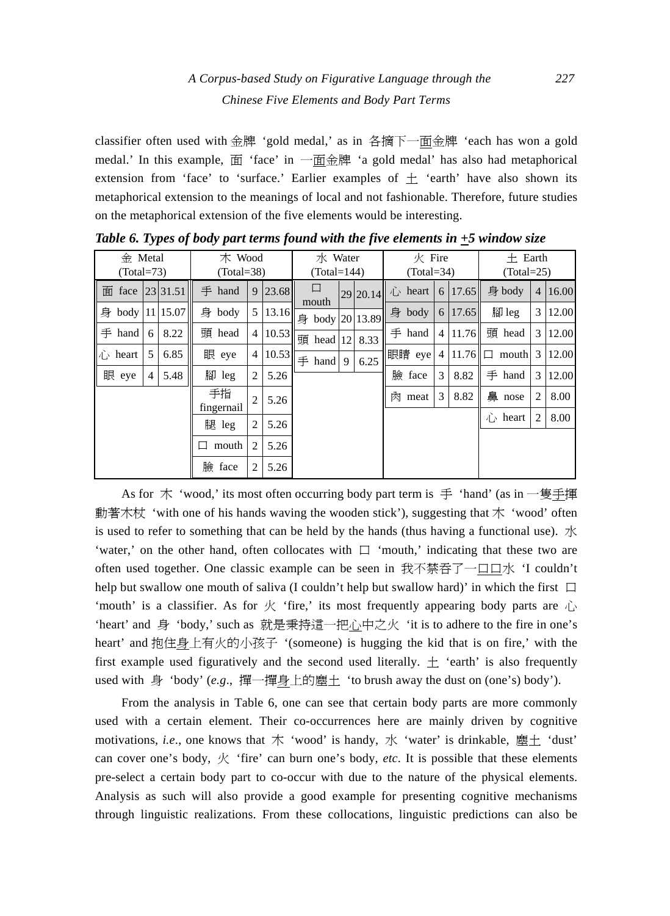classifier often used with 金牌 'gold medal,' as in 各摘下一面金牌 'each has won a gold medal.' In this example, 面 'face' in 一面金牌 'a gold medal' has also had metaphorical extension from 'face' to 'surface.' Earlier examples of 土 'earth' have also shown its metaphorical extension to the meanings of local and not fashionable. Therefore, future studies on the metaphorical extension of the five elements would be interesting.

***Table 6. Types of body part terms found with the five elements in ±5 window size***

| 金 Metal (Total=73) | | | 木 Wood (Total=38) | | | 水 Water (Total=144) | | | 火 Fire (Total=34) | | | 土 Earth (Total=25) | | |
|---|---|---|---|---|---|---|---|---|---|---|---|---|---|---|
| 面 face | 23 | 31.51 | 手 hand | 9 | 23.68 | 口 mouth | 29 | 20.14 | 心 heart | 6 | 17.65 | 身 body | 4 | 16.00 |
| 身 body | 11 | 15.07 | 身 body | 5 | 13.16 | 身 body | 20 | 13.89 | 身 body | 6 | 17.65 | 腳 leg | 3 | 12.00 |
| 手 hand | 6 | 8.22 | 頭 head | 4 | 10.53 | 頭 head | 12 | 8.33 | 手 hand | 4 | 11.76 | 頭 head | 3 | 12.00 |
| 心 heart | 5 | 6.85 | 眼 eye | 4 | 10.53 | 手 hand | 9 | 6.25 | 眼睛 eye | 4 | 11.76 | 口 mouth | 3 | 12.00 |
| 眼 eye | 4 | 5.48 | 腳 leg | 2 | 5.26 | | | | 臉 face | 3 | 8.82 | 手 hand | 3 | 12.00 |
| | | | 手指 fingernail | 2 | 5.26 | | | | 肉 meat | 3 | 8.82 | 鼻 nose | 2 | 8.00 |
| | | | 腿 leg | 2 | 5.26 | | | | | | | 心 heart | 2 | 8.00 |
| | | | 口 mouth | 2 | 5.26 | | | | | | | | | |
| | | | 臉 face | 2 | 5.26 | | | | | | | | | |

As for 木 'wood,' its most often occurring body part term is 手 'hand' (as in 一隻手揮動著木杖 'with one of his hands waving the wooden stick'), suggesting that 木 'wood' often is used to refer to something that can be held by the hands (thus having a functional use). 水 'water,' on the other hand, often collocates with 口 'mouth,' indicating that these two are often used together. One classic example can be seen in 我不禁吞了一口口水 'I couldn't help but swallow one mouth of saliva (I couldn't help but swallow hard)' in which the first 口 'mouth' is a classifier. As for 火 'fire,' its most frequently appearing body parts are 心 'heart' and 身 'body,' such as 就是秉持這一把心中之火 'it is to adhere to the fire in one's heart' and 抱住身上有火的小孩子 '(someone) is hugging the kid that is on fire,' with the first example used figuratively and the second used literally. 土 'earth' is also frequently used with 身 'body' (*e.g*., 撣一撣身上的塵土 'to brush away the dust on (one's) body').

From the analysis in Table 6, one can see that certain body parts are more commonly used with a certain element. Their co-occurrences here are mainly driven by cognitive motivations, *i.e*., one knows that 木 'wood' is handy, 水 'water' is drinkable, 塵土 'dust' can cover one's body, 火 'fire' can burn one's body, *etc*. It is possible that these elements pre-select a certain body part to co-occur with due to the nature of the physical elements. Analysis as such will also provide a good example for presenting cognitive mechanisms through linguistic realizations. From these collocations, linguistic predictions can also be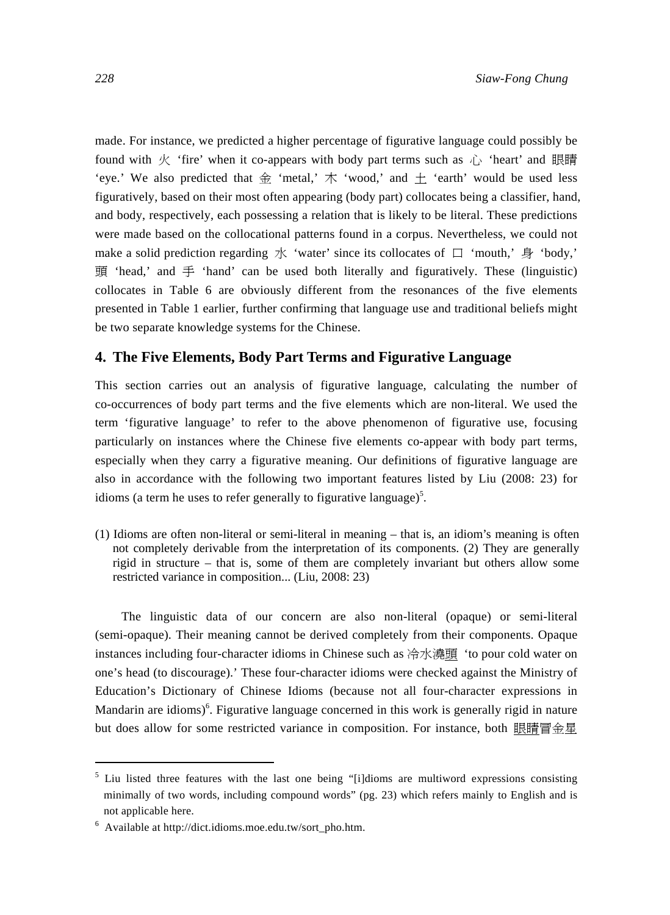made. For instance, we predicted a higher percentage of figurative language could possibly be found with 火 'fire' when it co-appears with body part terms such as 心 'heart' and 眼睛 'eye.' We also predicted that 金 'metal,' 木 'wood,' and 土 'earth' would be used less figuratively, based on their most often appearing (body part) collocates being a classifier, hand, and body, respectively, each possessing a relation that is likely to be literal. These predictions were made based on the collocational patterns found in a corpus. Nevertheless, we could not make a solid prediction regarding 水 'water' since its collocates of 口 'mouth,' 身 'body,' 頭 'head,' and 手 'hand' can be used both literally and figuratively. These (linguistic) collocates in Table 6 are obviously different from the resonances of the five elements presented in Table 1 earlier, further confirming that language use and traditional beliefs might be two separate knowledge systems for the Chinese.

## 4. The Five Elements, Body Part Terms and Figurative Language

This section carries out an analysis of figurative language, calculating the number of co-occurrences of body part terms and the five elements which are non-literal. We used the term 'figurative language' to refer to the above phenomenon of figurative use, focusing particularly on instances where the Chinese five elements co-appear with body part terms, especially when they carry a figurative meaning. Our definitions of figurative language are also in accordance with the following two important features listed by Liu (2008: 23) for idioms (a term he uses to refer generally to figurative language)[5].

> (1) Idioms are often non-literal or semi-literal in meaning – that is, an idiom's meaning is often not completely derivable from the interpretation of its components. (2) They are generally rigid in structure – that is, some of them are completely invariant but others allow some restricted variance in composition... (Liu, 2008: 23)

The linguistic data of our concern are also non-literal (opaque) or semi-literal (semi-opaque). Their meaning cannot be derived completely from their components. Opaque instances including four-character idioms in Chinese such as 冷水澆頭 'to pour cold water on one's head (to discourage).' These four-character idioms were checked against the Ministry of Education's Dictionary of Chinese Idioms (because not all four-character expressions in Mandarin are idioms)[6]. Figurative language concerned in this work is generally rigid in nature but does allow for some restricted variance in composition. For instance, both 眼睛冒金星

---

[5] Liu listed three features with the last one being "[i]dioms are multiword expressions consisting minimally of two words, including compound words" (pg. 23) which refers mainly to English and is not applicable here.

[6] Available at http://dict.idioms.moe.edu.tw/sort_pho.htm.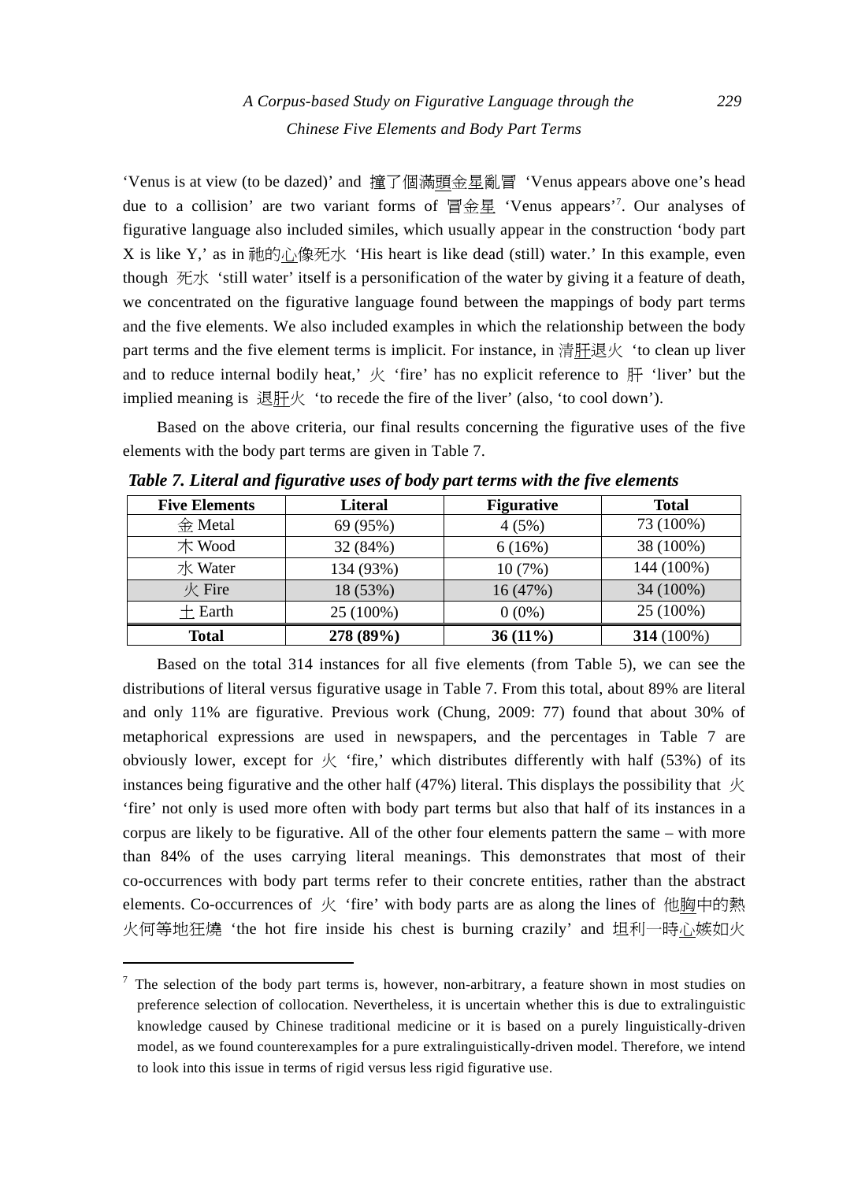'Venus is at view (to be dazed)' and 撞了個滿頭金星亂冒 'Venus appears above one's head due to a collision' are two variant forms of 冒金星 'Venus appears'[7]. Our analyses of figurative language also included similes, which usually appear in the construction 'body part X is like Y,' as in 祂的心像死水 'His heart is like dead (still) water.' In this example, even though 死水 'still water' itself is a personification of the water by giving it a feature of death, we concentrated on the figurative language found between the mappings of body part terms and the five elements. We also included examples in which the relationship between the body part terms and the five element terms is implicit. For instance, in 清肝退火 'to clean up liver and to reduce internal bodily heat,' 火 'fire' has no explicit reference to 肝 'liver' but the implied meaning is 退肝火 'to recede the fire of the liver' (also, 'to cool down').

Based on the above criteria, our final results concerning the figurative uses of the five elements with the body part terms are given in Table 7.

***Table 7. Literal and figurative uses of body part terms with the five elements***

| Five Elements | Literal | Figurative | Total |
|---|---|---|---|
| 金 Metal | 69 (95%) | 4 (5%) | 73 (100%) |
| 木 Wood | 32 (84%) | 6 (16%) | 38 (100%) |
| 水 Water | 134 (93%) | 10 (7%) | 144 (100%) |
| 火 Fire | 18 (53%) | 16 (47%) | 34 (100%) |
| 土 Earth | 25 (100%) | 0 (0%) | 25 (100%) |
| **Total** | **278 (89%)** | **36 (11%)** | **314** (100%) |

Based on the total 314 instances for all five elements (from Table 5), we can see the distributions of literal versus figurative usage in Table 7. From this total, about 89% are literal and only 11% are figurative. Previous work (Chung, 2009: 77) found that about 30% of metaphorical expressions are used in newspapers, and the percentages in Table 7 are obviously lower, except for 火 'fire,' which distributes differently with half (53%) of its instances being figurative and the other half (47%) literal. This displays the possibility that 火 'fire' not only is used more often with body part terms but also that half of its instances in a corpus are likely to be figurative. All of the other four elements pattern the same – with more than 84% of the uses carrying literal meanings. This demonstrates that most of their co-occurrences with body part terms refer to their concrete entities, rather than the abstract elements. Co-occurrences of 火 'fire' with body parts are as along the lines of 他胸中的熱火何等地狂燒 'the hot fire inside his chest is burning crazily' and 坦利一時心嫉如火

[7] The selection of the body part terms is, however, non-arbitrary, a feature shown in most studies on preference selection of collocation. Nevertheless, it is uncertain whether this is due to extralinguistic knowledge caused by Chinese traditional medicine or it is based on a purely linguistically-driven model, as we found counterexamples for a pure extralinguistically-driven model. Therefore, we intend to look into this issue in terms of rigid versus less rigid figurative use.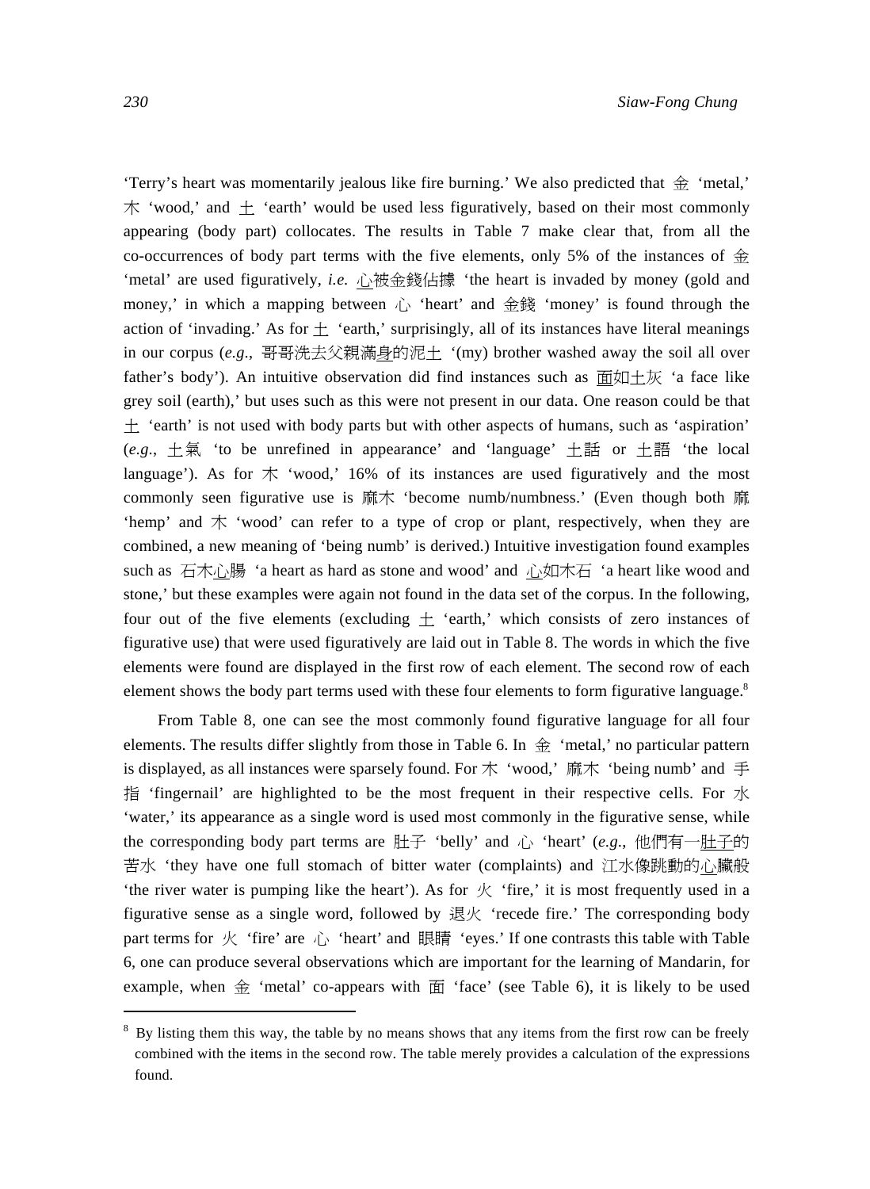'Terry's heart was momentarily jealous like fire burning.' We also predicted that 金 'metal,' 木 'wood,' and 土 'earth' would be used less figuratively, based on their most commonly appearing (body part) collocates. The results in Table 7 make clear that, from all the co-occurrences of body part terms with the five elements, only 5% of the instances of 金 'metal' are used figuratively, *i.e.* 心被金錢佔據 'the heart is invaded by money (gold and money,' in which a mapping between 心 'heart' and 金錢 'money' is found through the action of 'invading.' As for 土 'earth,' surprisingly, all of its instances have literal meanings in our corpus (*e.g.*, 哥哥洗去父親滿身的泥土 '(my) brother washed away the soil all over father's body'). An intuitive observation did find instances such as 面如土灰 'a face like grey soil (earth),' but uses such as this were not present in our data. One reason could be that 土 'earth' is not used with body parts but with other aspects of humans, such as 'aspiration' (*e.g.*, 土氣 'to be unrefined in appearance' and 'language' 土話 or 土語 'the local language'). As for 木 'wood,' 16% of its instances are used figuratively and the most commonly seen figurative use is 痲木 'become numb/numbness.' (Even though both 痲 'hemp' and 木 'wood' can refer to a type of crop or plant, respectively, when they are combined, a new meaning of 'being numb' is derived.) Intuitive investigation found examples such as 石木心腸 'a heart as hard as stone and wood' and 心如木石 'a heart like wood and stone,' but these examples were again not found in the data set of the corpus. In the following, four out of the five elements (excluding 土 'earth,' which consists of zero instances of figurative use) that were used figuratively are laid out in Table 8. The words in which the five elements were found are displayed in the first row of each element. The second row of each element shows the body part terms used with these four elements to form figurative language.[8]

From Table 8, one can see the most commonly found figurative language for all four elements. The results differ slightly from those in Table 6. In 金 'metal,' no particular pattern is displayed, as all instances were sparsely found. For 木 'wood,' 痲木 'being numb' and 手指 'fingernail' are highlighted to be the most frequent in their respective cells. For 水 'water,' its appearance as a single word is used most commonly in the figurative sense, while the corresponding body part terms are 肚子 'belly' and 心 'heart' (*e.g.*, 他們有一肚子的苦水 'they have one full stomach of bitter water (complaints) and 江水像跳動的心臟般 'the river water is pumping like the heart'). As for 火 'fire,' it is most frequently used in a figurative sense as a single word, followed by 退火 'recede fire.' The corresponding body part terms for 火 'fire' are 心 'heart' and 眼睛 'eyes.' If one contrasts this table with Table 6, one can produce several observations which are important for the learning of Mandarin, for example, when 金 'metal' co-appears with 面 'face' (see Table 6), it is likely to be used

---

[8] By listing them this way, the table by no means shows that any items from the first row can be freely combined with the items in the second row. The table merely provides a calculation of the expressions found.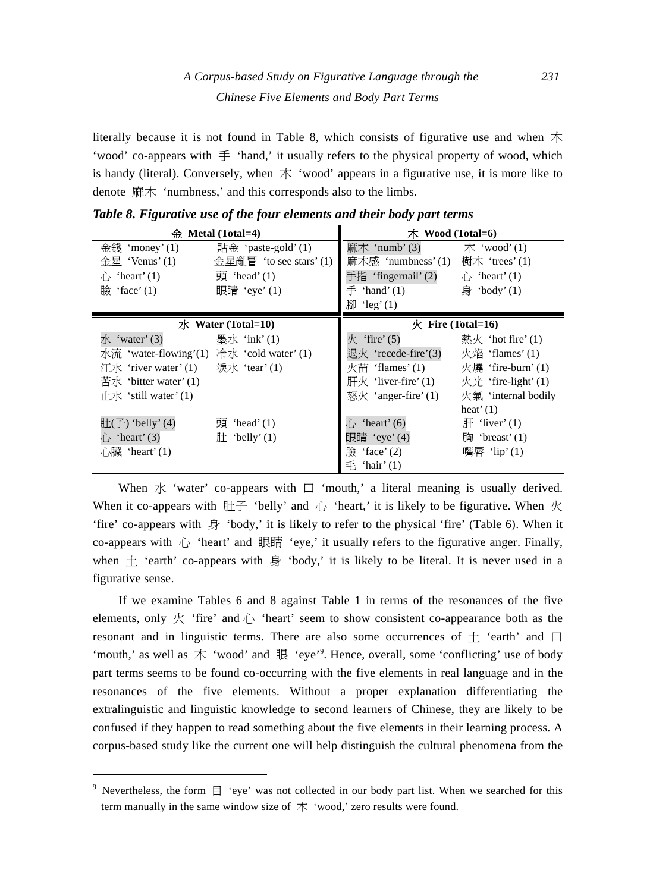literally because it is not found in Table 8, which consists of figurative use and when 木 'wood' co-appears with 手 'hand,' it usually refers to the physical property of wood, which is handy (literal). Conversely, when 木 'wood' appears in a figurative use, it is more like to denote 麻木 'numbness,' and this corresponds also to the limbs.

***Table 8. Figurative use of the four elements and their body part terms***

| 金 Metal (Total=4) | | 木 Wood (Total=6) | |
|---|---|---|---|
| 金錢 'money' (1) | 貼金 'paste-gold' (1) | 麻木 'numb' (3) | 木 'wood' (1) |
| 金星 'Venus' (1) | 金星亂冒 'to see stars' (1) | 麻木感 'numbness' (1) | 樹木 'trees' (1) |
| 心 'heart' (1) | 頭 'head' (1) | 手指 'fingernail' (2) | 心 'heart' (1) |
| 臉 'face' (1) | 眼睛 'eye' (1) | 手 'hand' (1) | 身 'body' (1) |
| | | 腳 'leg' (1) | |
| **水 Water (Total=10)** | | **火 Fire (Total=16)** | |
| 水 'water' (3) | 墨水 'ink' (1) | 火 'fire' (5) | 熱火 'hot fire' (1) |
| 水流 'water-flowing'(1) | 冷水 'cold water' (1) | 退火 'recede-fire'(3) | 火焰 'flames' (1) |
| 江水 'river water' (1) | 淚水 'tear' (1) | 火苗 'flames' (1) | 火燒 'fire-burn' (1) |
| 苦水 'bitter water' (1) | | 肝火 'liver-fire' (1) | 火光 'fire-light' (1) |
| 止水 'still water' (1) | | 怒火 'anger-fire' (1) | 火氣 'internal bodily heat' (1) |
| 肚(子) 'belly' (4) | 頭 'head' (1) | 心 'heart' (6) | 肝 'liver' (1) |
| 心 'heart' (3) | 肚 'belly' (1) | 眼睛 'eye' (4) | 胸 'breast' (1) |
| 心臟 'heart' (1) | | 臉 'face' (2) | 嘴唇 'lip' (1) |
| | | 毛 'hair' (1) | |

When 水 'water' co-appears with 口 'mouth,' a literal meaning is usually derived. When it co-appears with 肚子 'belly' and 心 'heart,' it is likely to be figurative. When 火 'fire' co-appears with 身 'body,' it is likely to refer to the physical 'fire' (Table 6). When it co-appears with 心 'heart' and 眼睛 'eye,' it usually refers to the figurative anger. Finally, when 土 'earth' co-appears with 身 'body,' it is likely to be literal. It is never used in a figurative sense.

If we examine Tables 6 and 8 against Table 1 in terms of the resonances of the five elements, only 火 'fire' and 心 'heart' seem to show consistent co-appearance both as the resonant and in linguistic terms. There are also some occurrences of 土 'earth' and 口 'mouth,' as well as 木 'wood' and 眼 'eye'[9]. Hence, overall, some 'conflicting' use of body part terms seems to be found co-occurring with the five elements in real language and in the resonances of the five elements. Without a proper explanation differentiating the extralinguistic and linguistic knowledge to second learners of Chinese, they are likely to be confused if they happen to read something about the five elements in their learning process. A corpus-based study like the current one will help distinguish the cultural phenomena from the

[9] Nevertheless, the form 目 'eye' was not collected in our body part list. When we searched for this term manually in the same window size of 木 'wood,' zero results were found.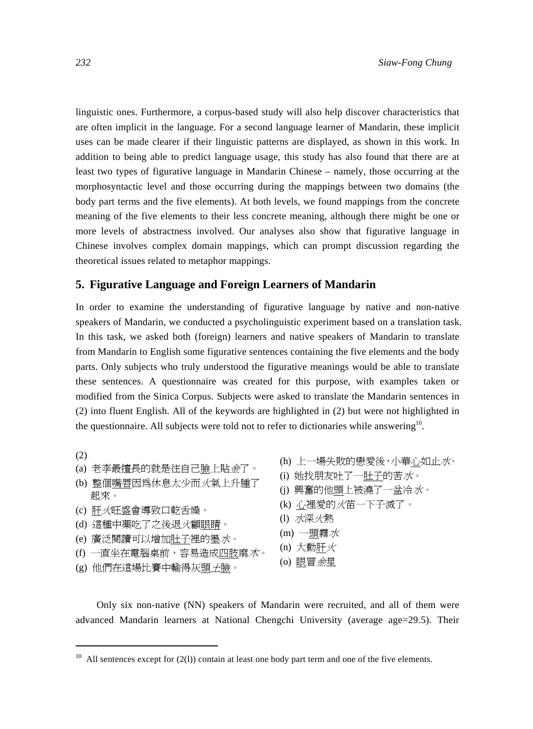linguistic ones. Furthermore, a corpus-based study will also help discover characteristics that are often implicit in the language. For a second language learner of Mandarin, these implicit uses can be made clearer if their linguistic patterns are displayed, as shown in this work. In addition to being able to predict language usage, this study has also found that there are at least two types of figurative language in Mandarin Chinese – namely, those occurring at the morphosyntactic level and those occurring during the mappings between two domains (the body part terms and the five elements). At both levels, we found mappings from the concrete meaning of the five elements to their less concrete meaning, although there might be one or more levels of abstractness involved. Our analyses also show that figurative language in Chinese involves complex domain mappings, which can prompt discussion regarding the theoretical issues related to metaphor mappings.

## 5. Figurative Language and Foreign Learners of Mandarin

In order to examine the understanding of figurative language by native and non-native speakers of Mandarin, we conducted a psycholinguistic experiment based on a translation task. In this task, we asked both (foreign) learners and native speakers of Mandarin to translate from Mandarin to English some figurative sentences containing the five elements and the body parts. Only subjects who truly understood the figurative meanings would be able to translate these sentences. A questionnaire was created for this purpose, with examples taken or modified from the Sinica Corpus. Subjects were asked to translate the Mandarin sentences in (2) into fluent English. All of the keywords are highlighted in (2) but were not highlighted in the questionnaire. All subjects were told not to refer to dictionaries while answering[10].

(2)

(a) 老李最擅長的就是往自己<u>臉</u>上貼*金*了。

(b) 整個<u>嘴唇</u>因爲休息太少而*火*氣上升腫了起來。

(c) <u>肝</u>*火*旺盛會導致口乾舌燥。

(d) 這種中藥吃了之後退*火*顧<u>眼睛</u>。

(e) 廣泛閱讀可以增加<u>肚子</u>裡的墨*水*。

(f) 一直坐在電腦桌前，容易造成<u>四肢</u>麻*木*。

(g) 他們在這場比賽中輸得灰<u>頭</u>*土*<u>臉</u>。

(h) 上一場失敗的戀愛後，小華<u>心</u>如止*水*。

(i) 她找朋友吐了一<u>肚子</u>的苦*水*。

(j) 興奮的他<u>頭</u>上被澆了一盆冷*水*。

(k) <u>心</u>裡愛的*火*苗一下子滅了。

(l) *水*深*火*熱

(m) 一<u>頭</u>霧*水*

(n) 大動<u>肝</u>*火*

(o) <u>眼</u>冒*金*星

Only six non-native (NN) speakers of Mandarin were recruited, and all of them were advanced Mandarin learners at National Chengchi University (average age=29.5). Their

[10] All sentences except for (2(l)) contain at least one body part term and one of the five elements.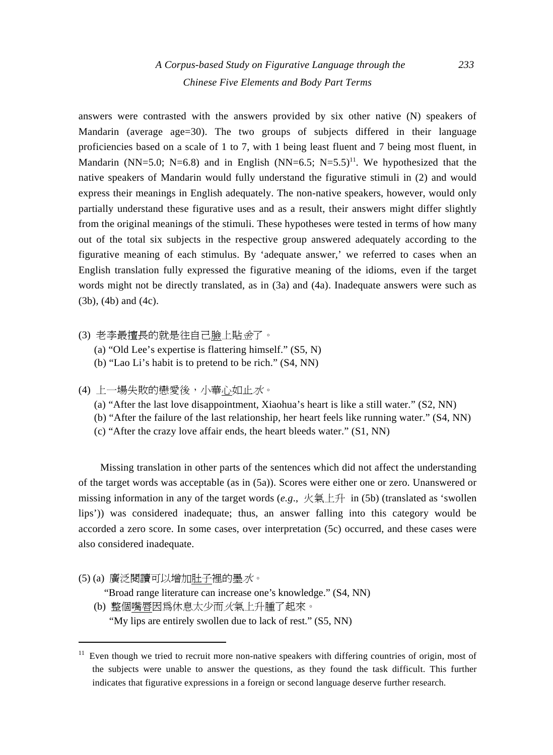answers were contrasted with the answers provided by six other native (N) speakers of Mandarin (average age=30). The two groups of subjects differed in their language proficiencies based on a scale of 1 to 7, with 1 being least fluent and 7 being most fluent, in Mandarin (NN=5.0; N=6.8) and in English (NN=6.5; N=5.5)[11]. We hypothesized that the native speakers of Mandarin would fully understand the figurative stimuli in (2) and would express their meanings in English adequately. The non-native speakers, however, would only partially understand these figurative uses and as a result, their answers might differ slightly from the original meanings of the stimuli. These hypotheses were tested in terms of how many out of the total six subjects in the respective group answered adequately according to the figurative meaning of each stimulus. By 'adequate answer,' we referred to cases when an English translation fully expressed the figurative meaning of the idioms, even if the target words might not be directly translated, as in (3a) and (4a). Inadequate answers were such as (3b), (4b) and (4c).

(3) 老李最擅長的就是往自己<u>臉</u>上貼*金*了。
   (a) "Old Lee's expertise is flattering himself." (S5, N)
   (b) "Lao Li's habit is to pretend to be rich." (S4, NN)

(4) 上一場失敗的戀愛後，小華<u>心</u>如止*水*。
   (a) "After the last love disappointment, Xiaohua's heart is like a still water." (S2, NN)
   (b) "After the failure of the last relationship, her heart feels like running water." (S4, NN)
   (c) "After the crazy love affair ends, the heart bleeds water." (S1, NN)

Missing translation in other parts of the sentences which did not affect the understanding of the target words was acceptable (as in (5a)). Scores were either one or zero. Unanswered or missing information in any of the target words (*e.g*., *火*氣上升 in (5b) (translated as 'swollen lips')) was considered inadequate; thus, an answer falling into this category would be accorded a zero score. In some cases, over interpretation (5c) occurred, and these cases were also considered inadequate.

(5) (a) 廣泛閱讀可以增加<u>肚子</u>裡的墨*水*。
   "Broad range literature can increase one's knowledge." (S4, NN)
   (b) 整個<u>嘴唇</u>因為休息太少而*火*氣上升腫了起來。
   "My lips are entirely swollen due to lack of rest." (S5, NN)

[11] Even though we tried to recruit more non-native speakers with differing countries of origin, most of the subjects were unable to answer the questions, as they found the task difficult. This further indicates that figurative expressions in a foreign or second language deserve further research.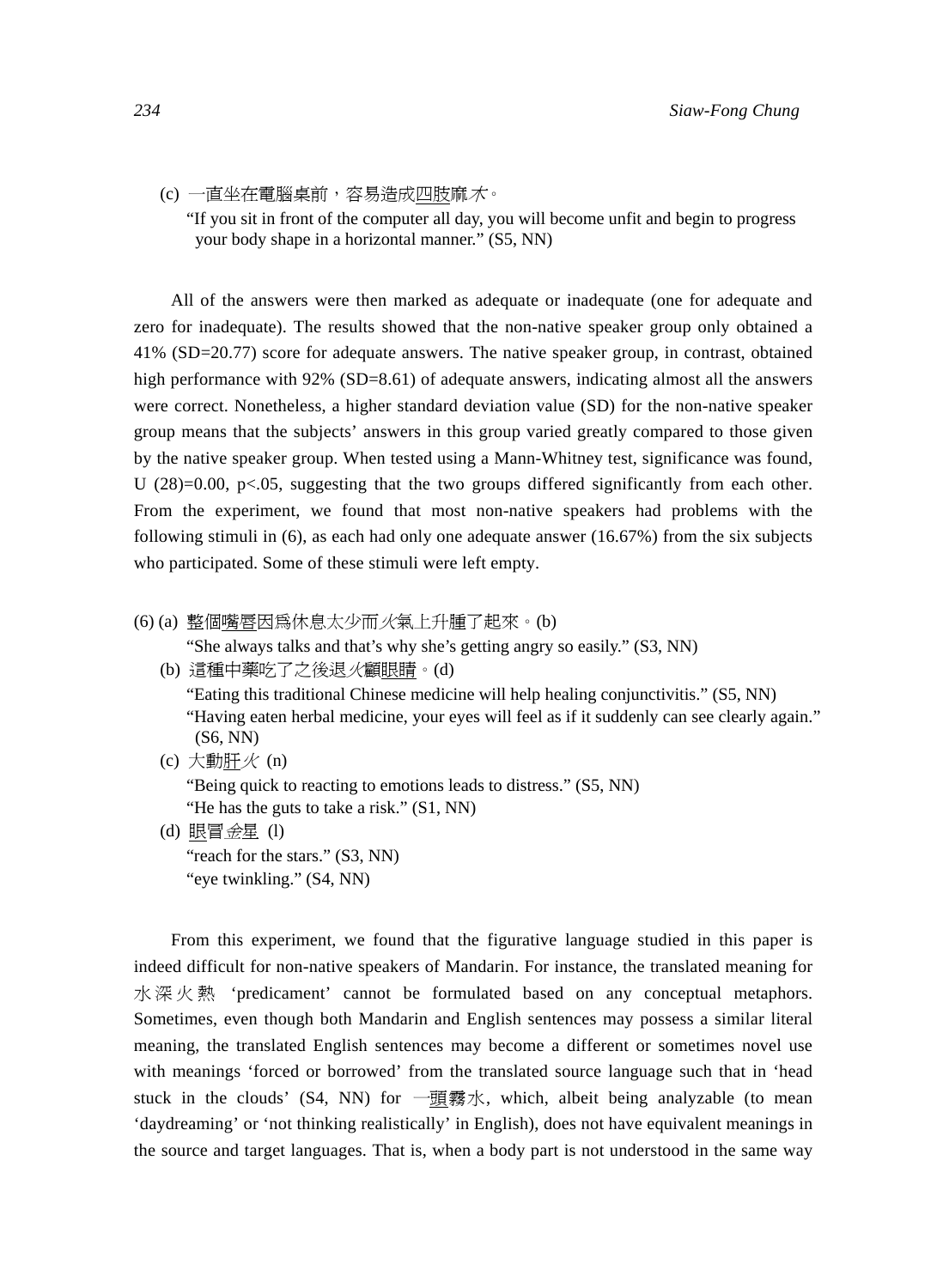(c) 一直坐在電腦桌前，容易造成四肢麻木。
"If you sit in front of the computer all day, you will become unfit and begin to progress your body shape in a horizontal manner." (S5, NN)

All of the answers were then marked as adequate or inadequate (one for adequate and zero for inadequate). The results showed that the non-native speaker group only obtained a 41% (SD=20.77) score for adequate answers. The native speaker group, in contrast, obtained high performance with 92% (SD=8.61) of adequate answers, indicating almost all the answers were correct. Nonetheless, a higher standard deviation value (SD) for the non-native speaker group means that the subjects' answers in this group varied greatly compared to those given by the native speaker group. When tested using a Mann-Whitney test, significance was found, $U(28)=0.00$, $p<.05$, suggesting that the two groups differed significantly from each other. From the experiment, we found that most non-native speakers had problems with the following stimuli in (6), as each had only one adequate answer (16.67%) from the six subjects who participated. Some of these stimuli were left empty.

(6) (a) 整個嘴唇因為休息太少而火氣上升腫了起來。(b)
"She always talks and that's why she's getting angry so easily." (S3, NN)

(b) 這種中藥吃了之後退火顧眼睛。(d)
"Eating this traditional Chinese medicine will help healing conjunctivitis." (S5, NN)
"Having eaten herbal medicine, your eyes will feel as if it suddenly can see clearly again." (S6, NN)

(c) 大動肝火 (n)
"Being quick to reacting to emotions leads to distress." (S5, NN)
"He has the guts to take a risk." (S1, NN)

(d) 眼冒金星 (l)
"reach for the stars." (S3, NN)
"eye twinkling." (S4, NN)

From this experiment, we found that the figurative language studied in this paper is indeed difficult for non-native speakers of Mandarin. For instance, the translated meaning for 水深火熱 'predicament' cannot be formulated based on any conceptual metaphors. Sometimes, even though both Mandarin and English sentences may possess a similar literal meaning, the translated English sentences may become a different or sometimes novel use with meanings 'forced or borrowed' from the translated source language such that in 'head stuck in the clouds' (S4, NN) for 一頭霧水, which, albeit being analyzable (to mean 'daydreaming' or 'not thinking realistically' in English), does not have equivalent meanings in the source and target languages. That is, when a body part is not understood in the same way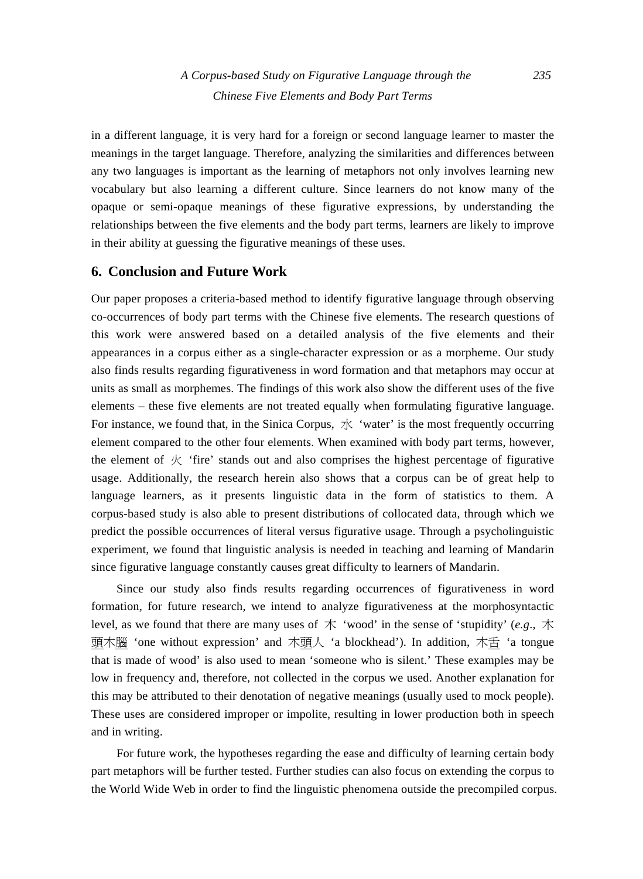in a different language, it is very hard for a foreign or second language learner to master the meanings in the target language. Therefore, analyzing the similarities and differences between any two languages is important as the learning of metaphors not only involves learning new vocabulary but also learning a different culture. Since learners do not know many of the opaque or semi-opaque meanings of these figurative expressions, by understanding the relationships between the five elements and the body part terms, learners are likely to improve in their ability at guessing the figurative meanings of these uses.

## 6. Conclusion and Future Work

Our paper proposes a criteria-based method to identify figurative language through observing co-occurrences of body part terms with the Chinese five elements. The research questions of this work were answered based on a detailed analysis of the five elements and their appearances in a corpus either as a single-character expression or as a morpheme. Our study also finds results regarding figurativeness in word formation and that metaphors may occur at units as small as morphemes. The findings of this work also show the different uses of the five elements – these five elements are not treated equally when formulating figurative language. For instance, we found that, in the Sinica Corpus, 水 'water' is the most frequently occurring element compared to the other four elements. When examined with body part terms, however, the element of 火 'fire' stands out and also comprises the highest percentage of figurative usage. Additionally, the research herein also shows that a corpus can be of great help to language learners, as it presents linguistic data in the form of statistics to them. A corpus-based study is also able to present distributions of collocated data, through which we predict the possible occurrences of literal versus figurative usage. Through a psycholinguistic experiment, we found that linguistic analysis is needed in teaching and learning of Mandarin since figurative language constantly causes great difficulty to learners of Mandarin.

Since our study also finds results regarding occurrences of figurativeness in word formation, for future research, we intend to analyze figurativeness at the morphosyntactic level, as we found that there are many uses of 木 'wood' in the sense of 'stupidity' (*e.g*., 木<u>頭</u>木<u>腦</u> 'one without expression' and 木<u>頭</u>人 'a blockhead'). In addition, 木<u>舌</u> 'a tongue that is made of wood' is also used to mean 'someone who is silent.' These examples may be low in frequency and, therefore, not collected in the corpus we used. Another explanation for this may be attributed to their denotation of negative meanings (usually used to mock people). These uses are considered improper or impolite, resulting in lower production both in speech and in writing.

For future work, the hypotheses regarding the ease and difficulty of learning certain body part metaphors will be further tested. Further studies can also focus on extending the corpus to the World Wide Web in order to find the linguistic phenomena outside the precompiled corpus.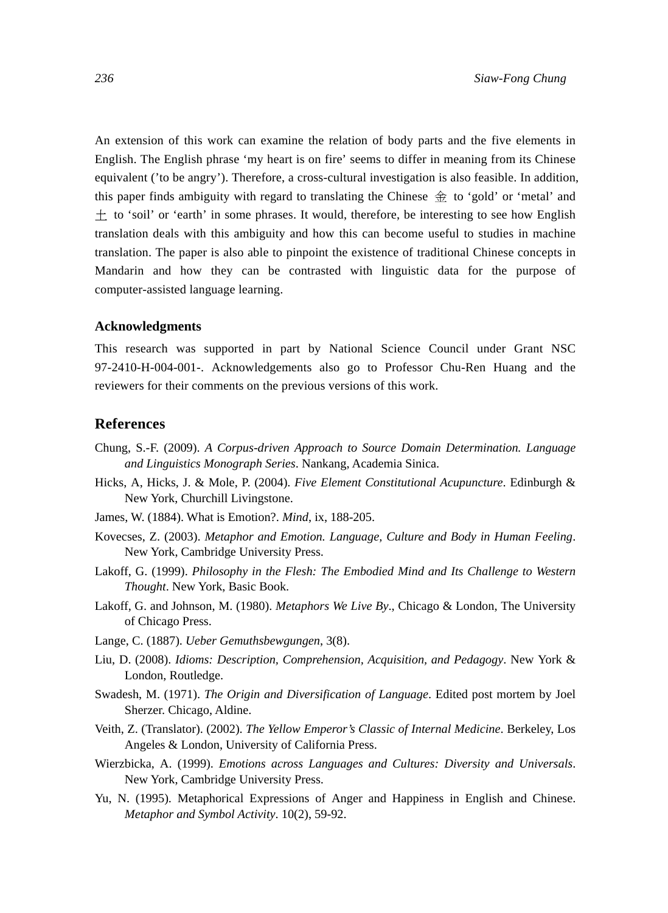An extension of this work can examine the relation of body parts and the five elements in English. The English phrase 'my heart is on fire' seems to differ in meaning from its Chinese equivalent ('to be angry'). Therefore, a cross-cultural investigation is also feasible. In addition, this paper finds ambiguity with regard to translating the Chinese 金 to 'gold' or 'metal' and 土 to 'soil' or 'earth' in some phrases. It would, therefore, be interesting to see how English translation deals with this ambiguity and how this can become useful to studies in machine translation. The paper is also able to pinpoint the existence of traditional Chinese concepts in Mandarin and how they can be contrasted with linguistic data for the purpose of computer-assisted language learning.

### Acknowledgments

This research was supported in part by National Science Council under Grant NSC 97-2410-H-004-001-. Acknowledgements also go to Professor Chu-Ren Huang and the reviewers for their comments on the previous versions of this work.

## References

Chung, S.-F. (2009). *A Corpus-driven Approach to Source Domain Determination. Language and Linguistics Monograph Series*. Nankang, Academia Sinica.

Hicks, A, Hicks, J. & Mole, P. (2004). *Five Element Constitutional Acupuncture*. Edinburgh & New York, Churchill Livingstone.

James, W. (1884). What is Emotion?. *Mind*, ix, 188-205.

Kovecses, Z. (2003). *Metaphor and Emotion. Language, Culture and Body in Human Feeling*. New York, Cambridge University Press.

Lakoff, G. (1999). *Philosophy in the Flesh: The Embodied Mind and Its Challenge to Western Thought*. New York, Basic Book.

Lakoff, G. and Johnson, M. (1980). *Metaphors We Live By*., Chicago & London, The University of Chicago Press.

Lange, C. (1887). *Ueber Gemuthsbewgungen*, 3(8).

Liu, D. (2008). *Idioms: Description, Comprehension, Acquisition, and Pedagogy*. New York & London, Routledge.

Swadesh, M. (1971). *The Origin and Diversification of Language*. Edited post mortem by Joel Sherzer. Chicago, Aldine.

Veith, Z. (Translator). (2002). *The Yellow Emperor's Classic of Internal Medicine*. Berkeley, Los Angeles & London, University of California Press.

Wierzbicka, A. (1999). *Emotions across Languages and Cultures: Diversity and Universals*. New York, Cambridge University Press.

Yu, N. (1995). Metaphorical Expressions of Anger and Happiness in English and Chinese. *Metaphor and Symbol Activity*. 10(2), 59-92.